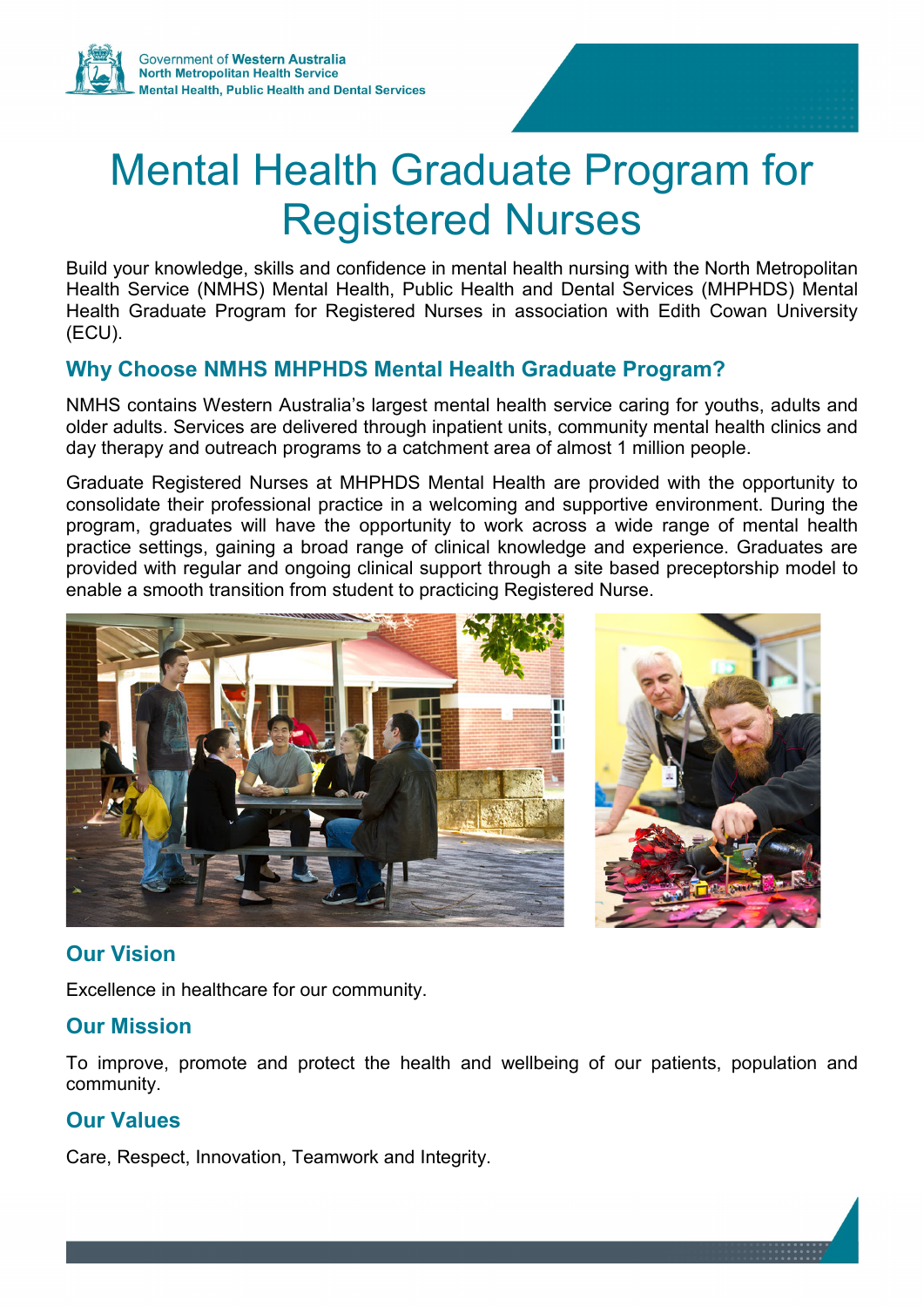Government of Western Australia
North Metropolitan Health Service
Mental Health, Public Health and Dental Services

# Mental Health Graduate Program for Registered Nurses

Build your knowledge, skills and confidence in mental health nursing with the North Metropolitan Health Service (NMHS) Mental Health, Public Health and Dental Services (MHPHDS) Mental Health Graduate Program for Registered Nurses in association with Edith Cowan University (ECU).

## Why Choose NMHS MHPHDS Mental Health Graduate Program?

NMHS contains Western Australia's largest mental health service caring for youths, adults and older adults. Services are delivered through inpatient units, community mental health clinics and day therapy and outreach programs to a catchment area of almost 1 million people.

Graduate Registered Nurses at MHPHDS Mental Health are provided with the opportunity to consolidate their professional practice in a welcoming and supportive environment. During the program, graduates will have the opportunity to work across a wide range of mental health practice settings, gaining a broad range of clinical knowledge and experience. Graduates are provided with regular and ongoing clinical support through a site based preceptorship model to enable a smooth transition from student to practicing Registered Nurse.

## Our Vision

Excellence in healthcare for our community.

## Our Mission

To improve, promote and protect the health and wellbeing of our patients, population and community.

## Our Values

Care, Respect, Innovation, Teamwork and Integrity.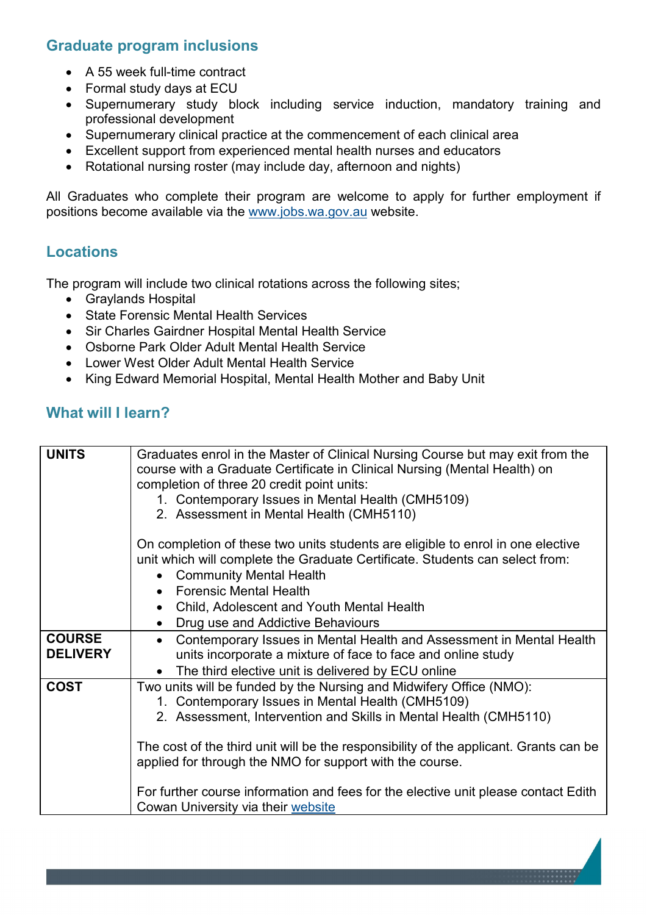## Graduate program inclusions

- A 55 week full-time contract
- Formal study days at ECU
- Supernumerary study block including service induction, mandatory training and professional development
- Supernumerary clinical practice at the commencement of each clinical area
- Excellent support from experienced mental health nurses and educators
- Rotational nursing roster (may include day, afternoon and nights)

All Graduates who complete their program are welcome to apply for further employment if positions become available via the [www.jobs.wa.gov.au](www.jobs.wa.gov.au) website.

## Locations

The program will include two clinical rotations across the following sites;

- Graylands Hospital
- State Forensic Mental Health Services
- Sir Charles Gairdner Hospital Mental Health Service
- Osborne Park Older Adult Mental Health Service
- Lower West Older Adult Mental Health Service
- King Edward Memorial Hospital, Mental Health Mother and Baby Unit

## What will I learn?

| | |
|---|---|
| **UNITS** | Graduates enrol in the Master of Clinical Nursing Course but may exit from the course with a Graduate Certificate in Clinical Nursing (Mental Health) on completion of three 20 credit point units:<br>1. Contemporary Issues in Mental Health (CMH5109)<br>2. Assessment in Mental Health (CMH5110)<br><br>On completion of these two units students are eligible to enrol in one elective unit which will complete the Graduate Certificate. Students can select from:<br>• Community Mental Health<br>• Forensic Mental Health<br>• Child, Adolescent and Youth Mental Health<br>• Drug use and Addictive Behaviours |
| **COURSE DELIVERY** | • Contemporary Issues in Mental Health and Assessment in Mental Health units incorporate a mixture of face to face and online study<br>• The third elective unit is delivered by ECU online |
| **COST** | Two units will be funded by the Nursing and Midwifery Office (NMO):<br>1. Contemporary Issues in Mental Health (CMH5109)<br>2. Assessment, Intervention and Skills in Mental Health (CMH5110)<br><br>The cost of the third unit will be the responsibility of the applicant. Grants can be applied for through the NMO for support with the course.<br><br>For further course information and fees for the elective unit please contact Edith Cowan University via their website |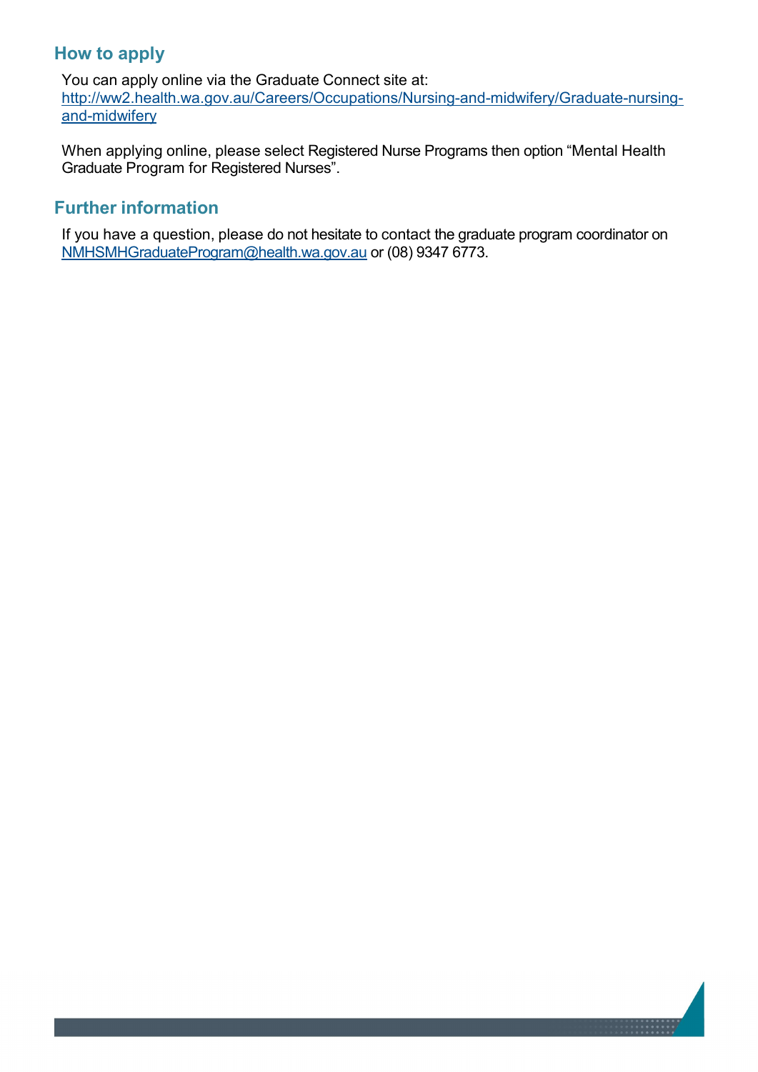## How to apply

You can apply online via the Graduate Connect site at: [http://ww2.health.wa.gov.au/Careers/Occupations/Nursing-and-midwifery/Graduate-nursing-and-midwifery](http://ww2.health.wa.gov.au/Careers/Occupations/Nursing-and-midwifery/Graduate-nursing-and-midwifery)

When applying online, please select Registered Nurse Programs then option "Mental Health Graduate Program for Registered Nurses".

## Further information

If you have a question, please do not hesitate to contact the graduate program coordinator on [NMHSMHGraduateProgram@health.wa.gov.au](mailto:NMHSMHGraduateProgram@health.wa.gov.au) or (08) 9347 6773.